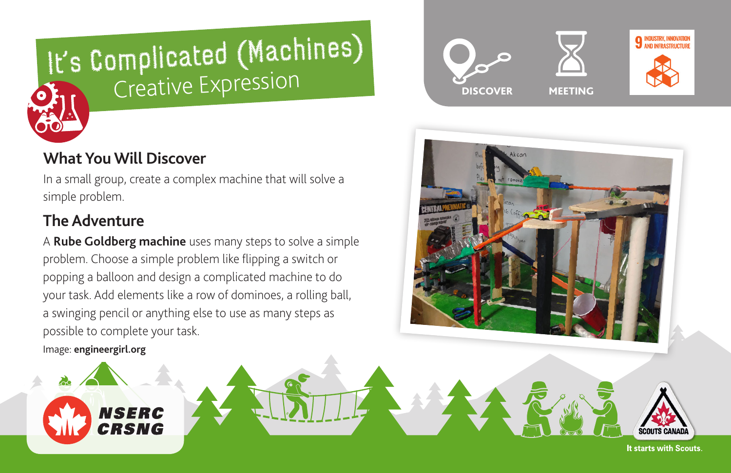# It's Complicated (Machines)

## Creative Expression

DISCOVER

MEETING

9 INDUSTRY, INNOVATION AND INFRASTRUCTURE

### What You Will Discover

In a small group, create a complex machine that will solve a simple problem.

### The Adventure

A **Rube Goldberg machine** uses many steps to solve a simple problem. Choose a simple problem like flipping a switch or popping a balloon and design a complicated machine to do your task. Add elements like a row of dominoes, a rolling ball, a swinging pencil or anything else to use as many steps as possible to complete your task.

Image: **engineergirl.org**

NSERC CRSNG

SCOUTS CANADA

It starts with Scouts.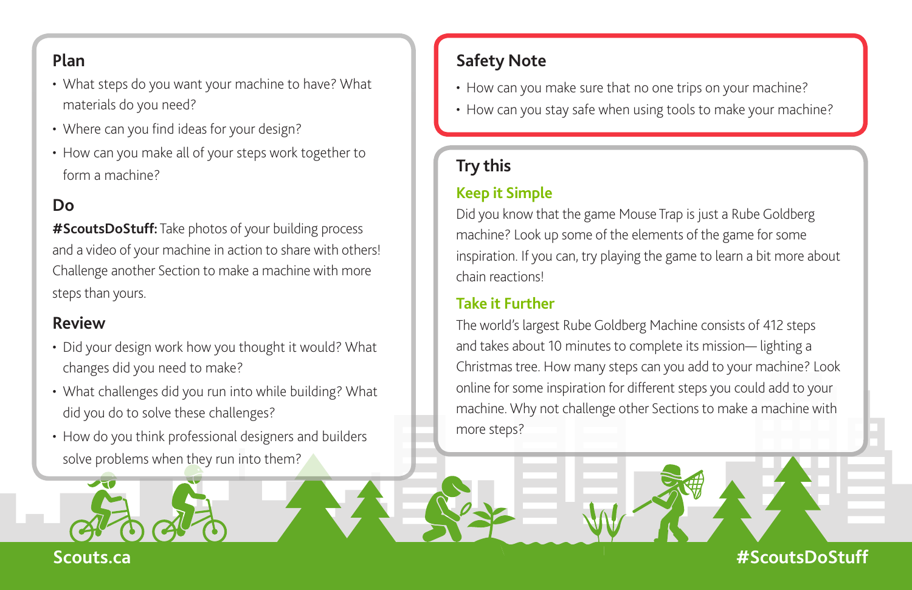## Plan

- What steps do you want your machine to have? What materials do you need?
- Where can you find ideas for your design?
- How can you make all of your steps work together to form a machine?

## Do

**#ScoutsDoStuff:** Take photos of your building process and a video of your machine in action to share with others! Challenge another Section to make a machine with more steps than yours.

## Review

- Did your design work how you thought it would? What changes did you need to make?
- What challenges did you run into while building? What did you do to solve these challenges?
- How do you think professional designers and builders solve problems when they run into them?

## Safety Note

- How can you make sure that no one trips on your machine?
- How can you stay safe when using tools to make your machine?

## Try this

### Keep it Simple

Did you know that the game Mouse Trap is just a Rube Goldberg machine? Look up some of the elements of the game for some inspiration. If you can, try playing the game to learn a bit more about chain reactions!

### Take it Further

The world's largest Rube Goldberg Machine consists of 412 steps and takes about 10 minutes to complete its mission— lighting a Christmas tree. How many steps can you add to your machine? Look online for some inspiration for different steps you could add to your machine. Why not challenge other Sections to make a machine with more steps?

Scouts.ca

#ScoutsDoStuff